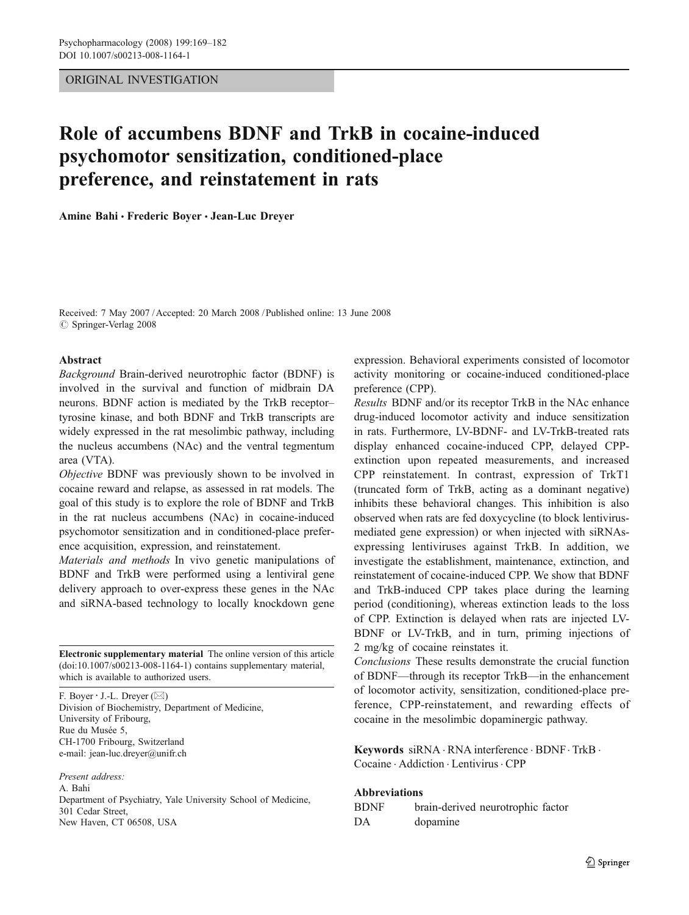ORIGINAL INVESTIGATION

# Role of accumbens BDNF and TrkB in cocaine-induced psychomotor sensitization, conditioned-place preference, and reinstatement in rats

**Amine Bahi · Frederic Boyer · Jean-Luc Dreyer**

Received: 7 May 2007 / Accepted: 20 March 2008 / Published online: 13 June 2008
© Springer-Verlag 2008

## Abstract

*Background* Brain-derived neurotrophic factor (BDNF) is involved in the survival and function of midbrain DA neurons. BDNF action is mediated by the TrkB receptor–tyrosine kinase, and both BDNF and TrkB transcripts are widely expressed in the rat mesolimbic pathway, including the nucleus accumbens (NAc) and the ventral tegmentum area (VTA).

*Objective* BDNF was previously shown to be involved in cocaine reward and relapse, as assessed in rat models. The goal of this study is to explore the role of BDNF and TrkB in the rat nucleus accumbens (NAc) in cocaine-induced psychomotor sensitization and in conditioned-place preference acquisition, expression, and reinstatement.

*Materials and methods* In vivo genetic manipulations of BDNF and TrkB were performed using a lentiviral gene delivery approach to over-express these genes in the NAc and siRNA-based technology to locally knockdown gene expression. Behavioral experiments consisted of locomotor activity monitoring or cocaine-induced conditioned-place preference (CPP).

*Results* BDNF and/or its receptor TrkB in the NAc enhance drug-induced locomotor activity and induce sensitization in rats. Furthermore, LV-BDNF- and LV-TrkB-treated rats display enhanced cocaine-induced CPP, delayed CPP-extinction upon repeated measurements, and increased CPP reinstatement. In contrast, expression of TrkT1 (truncated form of TrkB, acting as a dominant negative) inhibits these behavioral changes. This inhibition is also observed when rats are fed doxycycline (to block lentivirus-mediated gene expression) or when injected with siRNAs-expressing lentiviruses against TrkB. In addition, we investigate the establishment, maintenance, extinction, and reinstatement of cocaine-induced CPP. We show that BDNF and TrkB-induced CPP takes place during the learning period (conditioning), whereas extinction leads to the loss of CPP. Extinction is delayed when rats are injected LV-BDNF or LV-TrkB, and in turn, priming injections of 2 mg/kg of cocaine reinstates it.

*Conclusions* These results demonstrate the crucial function of BDNF—through its receptor TrkB—in the enhancement of locomotor activity, sensitization, conditioned-place preference, CPP-reinstatement, and rewarding effects of cocaine in the mesolimbic dopaminergic pathway.

**Keywords** siRNA · RNA interference · BDNF · TrkB · Cocaine · Addiction · Lentivirus · CPP

**Abbreviations**

| | |
|---|---|
| BDNF | brain-derived neurotrophic factor |
| DA | dopamine |

---

**Electronic supplementary material** The online version of this article (doi:10.1007/s00213-008-1164-1) contains supplementary material, which is available to authorized users.

F. Boyer · J.-L. Dreyer (✉)
Division of Biochemistry, Department of Medicine, University of Fribourg,
Rue du Musée 5,
CH-1700 Fribourg, Switzerland
e-mail: jean-luc.dreyer@unifr.ch

*Present address:*
A. Bahi
Department of Psychiatry, Yale University School of Medicine,
301 Cedar Street,
New Haven, CT 06508, USA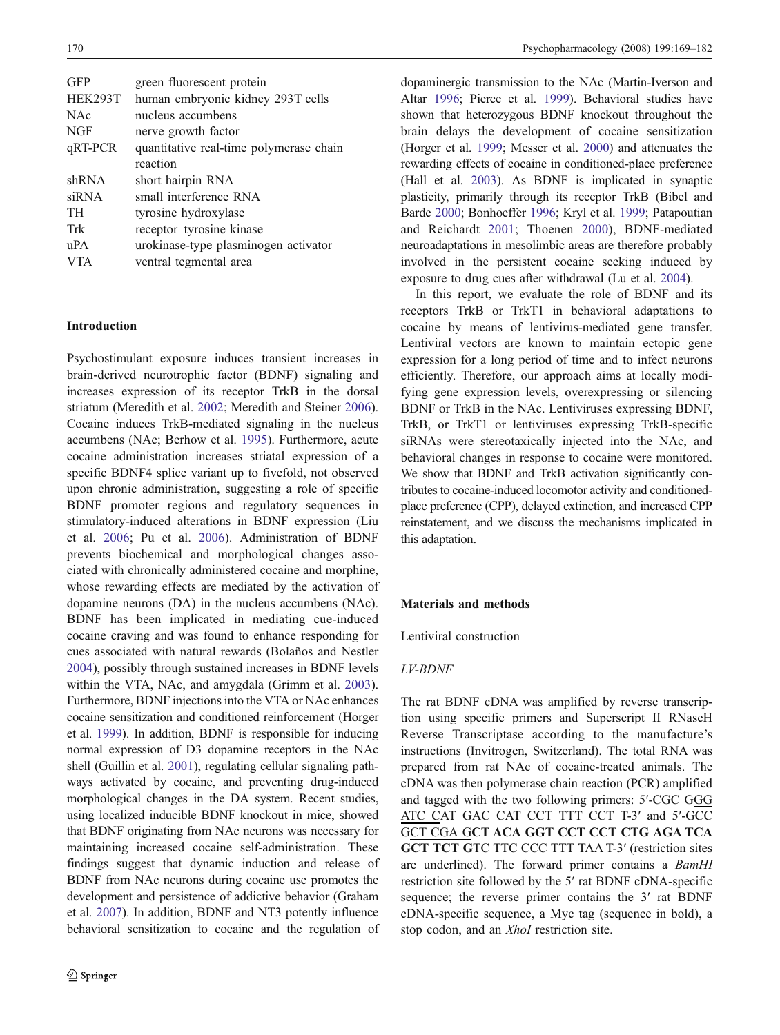| | |
|---|---|
| GFP | green fluorescent protein |
| HEK293T | human embryonic kidney 293T cells |
| NAc | nucleus accumbens |
| NGF | nerve growth factor |
| qRT-PCR | quantitative real-time polymerase chain reaction |
| shRNA | short hairpin RNA |
| siRNA | small interference RNA |
| TH | tyrosine hydroxylase |
| Trk | receptor–tyrosine kinase |
| uPA | urokinase-type plasminogen activator |
| VTA | ventral tegmental area |

## Introduction

Psychostimulant exposure induces transient increases in brain-derived neurotrophic factor (BDNF) signaling and increases expression of its receptor TrkB in the dorsal striatum (Meredith et al. 2002; Meredith and Steiner 2006). Cocaine induces TrkB-mediated signaling in the nucleus accumbens (NAc; Berhow et al. 1995). Furthermore, acute cocaine administration increases striatal expression of a specific BDNF4 splice variant up to fivefold, not observed upon chronic administration, suggesting a role of specific BDNF promoter regions and regulatory sequences in stimulatory-induced alterations in BDNF expression (Liu et al. 2006; Pu et al. 2006). Administration of BDNF prevents biochemical and morphological changes associated with chronically administered cocaine and morphine, whose rewarding effects are mediated by the activation of dopamine neurons (DA) in the nucleus accumbens (NAc). BDNF has been implicated in mediating cue-induced cocaine craving and was found to enhance responding for cues associated with natural rewards (Bolaños and Nestler 2004), possibly through sustained increases in BDNF levels within the VTA, NAc, and amygdala (Grimm et al. 2003). Furthermore, BDNF injections into the VTA or NAc enhances cocaine sensitization and conditioned reinforcement (Horger et al. 1999). In addition, BDNF is responsible for inducing normal expression of D3 dopamine receptors in the NAc shell (Guillin et al. 2001), regulating cellular signaling pathways activated by cocaine, and preventing drug-induced morphological changes in the DA system. Recent studies, using localized inducible BDNF knockout in mice, showed that BDNF originating from NAc neurons was necessary for maintaining increased cocaine self-administration. These findings suggest that dynamic induction and release of BDNF from NAc neurons during cocaine use promotes the development and persistence of addictive behavior (Graham et al. 2007). In addition, BDNF and NT3 potently influence behavioral sensitization to cocaine and the regulation of dopaminergic transmission to the NAc (Martin-Iverson and Altar 1996; Pierce et al. 1999). Behavioral studies have shown that heterozygous BDNF knockout throughout the brain delays the development of cocaine sensitization (Horger et al. 1999; Messer et al. 2000) and attenuates the rewarding effects of cocaine in conditioned-place preference (Hall et al. 2003). As BDNF is implicated in synaptic plasticity, primarily through its receptor TrkB (Bibel and Barde 2000; Bonhoeffer 1996; Kryl et al. 1999; Patapoutian and Reichardt 2001; Thoenen 2000), BDNF-mediated neuroadaptations in mesolimbic areas are therefore probably involved in the persistent cocaine seeking induced by exposure to drug cues after withdrawal (Lu et al. 2004).

In this report, we evaluate the role of BDNF and its receptors TrkB or TrkT1 in behavioral adaptations to cocaine by means of lentivirus-mediated gene transfer. Lentiviral vectors are known to maintain ectopic gene expression for a long period of time and to infect neurons efficiently. Therefore, our approach aims at locally modifying gene expression levels, overexpressing or silencing BDNF or TrkB in the NAc. Lentiviruses expressing BDNF, TrkB, or TrkT1 or lentiviruses expressing TrkB-specific siRNAs were stereotaxically injected into the NAc, and behavioral changes in response to cocaine were monitored. We show that BDNF and TrkB activation significantly contributes to cocaine-induced locomotor activity and conditioned-place preference (CPP), delayed extinction, and increased CPP reinstatement, and we discuss the mechanisms implicated in this adaptation.

## Materials and methods

### Lentiviral construction

#### *LV-BDNF*

The rat BDNF cDNA was amplified by reverse transcription using specific primers and Superscript II RNaseH Reverse Transcriptase according to the manufacture's instructions (Invitrogen, Switzerland). The total RNA was prepared from rat NAc of cocaine-treated animals. The cDNA was then polymerase chain reaction (PCR) amplified and tagged with the two following primers: 5′-CGC GGG ATC CAT GAC CAT CCT TTT CCT T-3′ and 5′-GCC GCT CGA G**CT ACA GGT CCT CCT CTG AGA TCA GCT TCT G**TC TTC CCC TTT TAA T-3′ (restriction sites are underlined). The forward primer contains a *BamHI* restriction site followed by the 5′ rat BDNF cDNA-specific sequence; the reverse primer contains the 3′ rat BDNF cDNA-specific sequence, a Myc tag (sequence in bold), a stop codon, and an *XhoI* restriction site.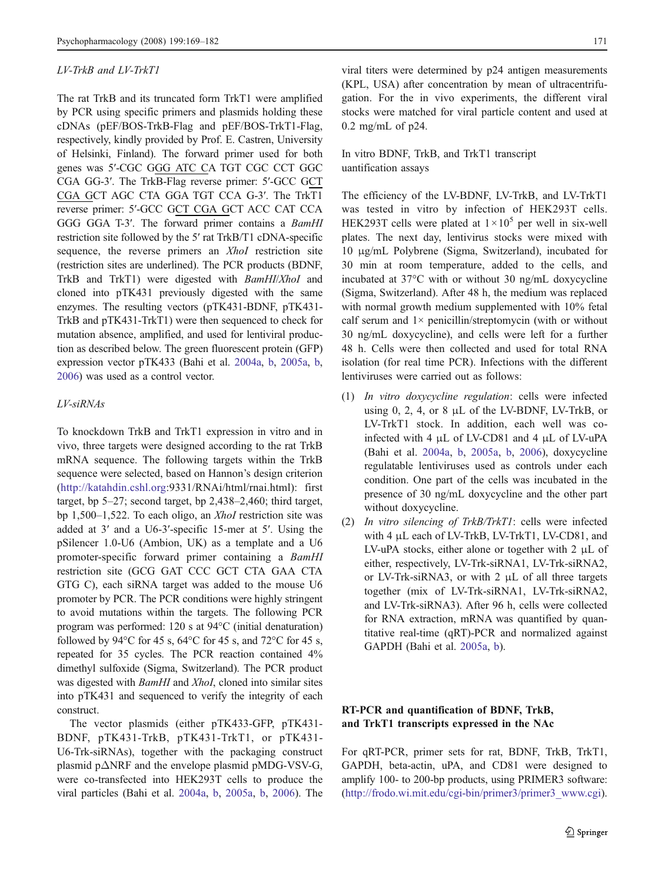### LV-TrkB and LV-TrkT1

The rat TrkB and its truncated form TrkT1 were amplified by PCR using specific primers and plasmids holding these cDNAs (pEF/BOS-TrkB-Flag and pEF/BOS-TrkT1-Flag, respectively, kindly provided by Prof. E. Castren, University of Helsinki, Finland). The forward primer used for both genes was 5′-CGC GGG ATC CA TGT CGC CCT GGC CGA GG-3′. The TrkB-Flag reverse primer: 5′-GCC GCT CGA GCT AGC CTA GGA TGT CCA G-3′. The TrkT1 reverse primer: 5′-GCC GCT CGA GCT ACC CAT CCA GGG GGA T-3′. The forward primer contains a *BamHI* restriction site followed by the 5′ rat TrkB/T1 cDNA-specific sequence, the reverse primers an *XhoI* restriction site (restriction sites are underlined). The PCR products (BDNF, TrkB and TrkT1) were digested with *BamHI*/*XhoI* and cloned into pTK431 previously digested with the same enzymes. The resulting vectors (pTK431-BDNF, pTK431-TrkB and pTK431-TrkT1) were then sequenced to check for mutation absence, amplified, and used for lentiviral production as described below. The green fluorescent protein (GFP) expression vector pTK433 (Bahi et al. 2004a, b, 2005a, b, 2006) was used as a control vector.

### LV-siRNAs

To knockdown TrkB and TrkT1 expression in vitro and in vivo, three targets were designed according to the rat TrkB mRNA sequence. The following targets within the TrkB sequence were selected, based on Hannon's design criterion (http://katahdin.cshl.org:9331/RNAi/html/rnai.html): first target, bp 5–27; second target, bp 2,438–2,460; third target, bp 1,500–1,522. To each oligo, an *XhoI* restriction site was added at 3′ and a U6-3′-specific 15-mer at 5′. Using the pSilencer 1.0-U6 (Ambion, UK) as a template and a U6 promoter-specific forward primer containing a *BamHI* restriction site (GCG GAT CCC GCT CTA GAA CTA GTG C), each siRNA target was added to the mouse U6 promoter by PCR. The PCR conditions were highly stringent to avoid mutations within the targets. The following PCR program was performed: 120 s at 94°C (initial denaturation) followed by 94°C for 45 s, 64°C for 45 s, and 72°C for 45 s, repeated for 35 cycles. The PCR reaction contained 4% dimethyl sulfoxide (Sigma, Switzerland). The PCR product was digested with *BamHI* and *XhoI*, cloned into similar sites into pTK431 and sequenced to verify the integrity of each construct.

The vector plasmids (either pTK433-GFP, pTK431-BDNF, pTK431-TrkB, pTK431-TrkT1, or pTK431-U6-Trk-siRNAs), together with the packaging construct plasmid pΔNRF and the envelope plasmid pMDG-VSV-G, were co-transfected into HEK293T cells to produce the viral particles (Bahi et al. 2004a, b, 2005a, b, 2006). The viral titers were determined by p24 antigen measurements (KPL, USA) after concentration by mean of ultracentrifugation. For the in vivo experiments, the different viral stocks were matched for viral particle content and used at 0.2 mg/mL of p24.

### In vitro BDNF, TrkB, and TrkT1 transcript uantification assays

The efficiency of the LV-BDNF, LV-TrkB, and LV-TrkT1 was tested in vitro by infection of HEK293T cells. HEK293T cells were plated at $1 \times 10^5$ per well in six-well plates. The next day, lentivirus stocks were mixed with 10 μg/mL Polybrene (Sigma, Switzerland), incubated for 30 min at room temperature, added to the cells, and incubated at 37°C with or without 30 ng/mL doxycycline (Sigma, Switzerland). After 48 h, the medium was replaced with normal growth medium supplemented with 10% fetal calf serum and 1× penicillin/streptomycin (with or without 30 ng/mL doxycycline), and cells were left for a further 48 h. Cells were then collected and used for total RNA isolation (for real time PCR). Infections with the different lentiviruses were carried out as follows:

1. *In vitro doxycycline regulation*: cells were infected using 0, 2, 4, or 8 μL of the LV-BDNF, LV-TrkB, or LV-TrkT1 stock. In addition, each well was co-infected with 4 μL of LV-CD81 and 4 μL of LV-uPA (Bahi et al. 2004a, b, 2005a, b, 2006), doxycycline regulatable lentiviruses used as controls under each condition. One part of the cells was incubated in the presence of 30 ng/mL doxycycline and the other part without doxycycline.
2. *In vitro silencing of TrkB/TrkT1*: cells were infected with 4 μL each of LV-TrkB, LV-TrkT1, LV-CD81, and LV-uPA stocks, either alone or together with 2 μL of either, respectively, LV-Trk-siRNA1, LV-Trk-siRNA2, or LV-Trk-siRNA3, or with 2 μL of all three targets together (mix of LV-Trk-siRNA1, LV-Trk-siRNA2, and LV-Trk-siRNA3). After 96 h, cells were collected for RNA extraction, mRNA was quantified by quantitative real-time (qRT)-PCR and normalized against GAPDH (Bahi et al. 2005a, b).

## RT-PCR and quantification of BDNF, TrkB, and TrkT1 transcripts expressed in the NAc

For qRT-PCR, primer sets for rat, BDNF, TrkB, TrkT1, GAPDH, beta-actin, uPA, and CD81 were designed to amplify 100- to 200-bp products, using PRIMER3 software: (http://frodo.wi.mit.edu/cgi-bin/primer3/primer3_www.cgi).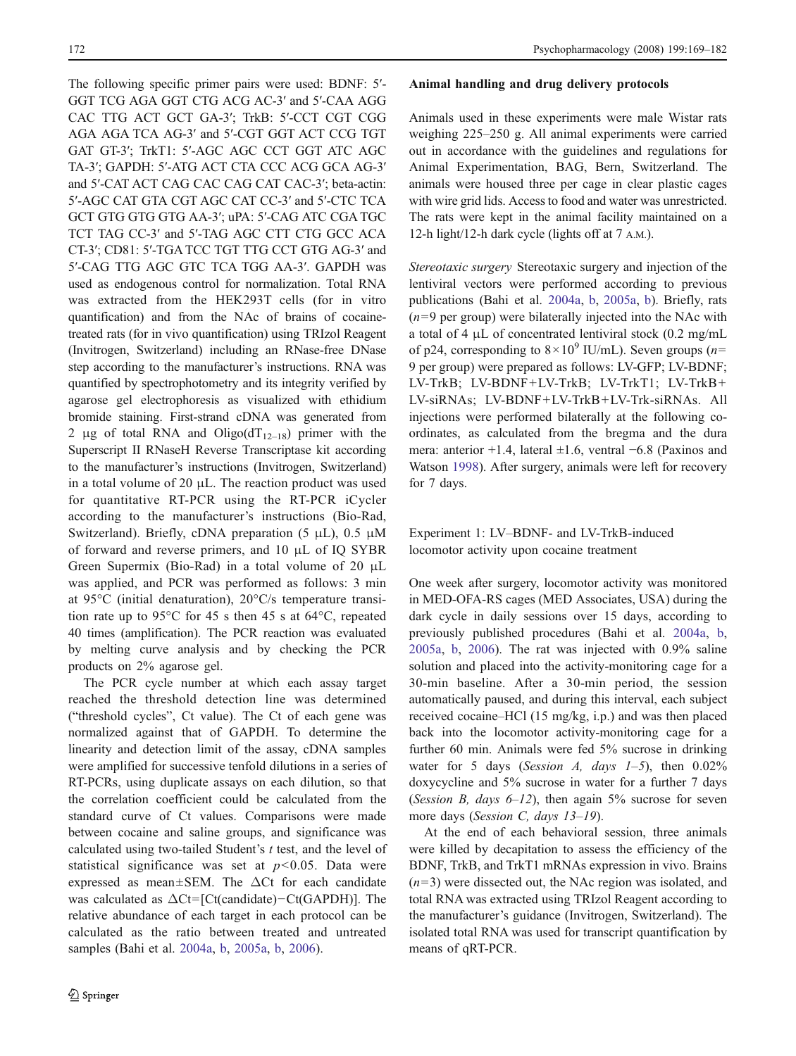The following specific primer pairs were used: BDNF: 5′-GGT TCG AGA GGT CTG ACG AC-3′ and 5′-CAA AGG CAC TTG ACT GCT GA-3′; TrkB: 5′-CCT CGT CGG AGA AGA TCA AG-3′ and 5′-CGT GGT ACT CCG TGT GAT GT-3′; TrkT1: 5′-AGC AGC CCT GGT ATC AGC TA-3′; GAPDH: 5′-ATG ACT CTA CCC ACG GCA AG-3′ and 5′-CAT ACT CAG CAC CAG CAT CAC-3′; beta-actin: 5′-AGC CAT GTA CGT AGC CAT CC-3′ and 5′-CTC TCA GCT GTG GTG GTG AA-3′; uPA: 5′-CAG ATC CGA TGC TCT TAG CC-3′ and 5′-TAG AGC CTT CTG GCC ACA CT-3′; CD81: 5′-TGA TCC TGT TTG CCT GTG AG-3′ and 5′-CAG TTG AGC GTC TCA TGG AA-3′. GAPDH was used as endogenous control for normalization. Total RNA was extracted from the HEK293T cells (for in vitro quantification) and from the NAc of brains of cocaine-treated rats (for in vivo quantification) using TRIzol Reagent (Invitrogen, Switzerland) including an RNase-free DNase step according to the manufacturer's instructions. RNA was quantified by spectrophotometry and its integrity verified by agarose gel electrophoresis as visualized with ethidium bromide staining. First-strand cDNA was generated from 2 μg of total RNA and Oligo($dT_{12-18}$) primer with the Superscript II RNaseH Reverse Transcriptase kit according to the manufacturer's instructions (Invitrogen, Switzerland) in a total volume of 20 μL. The reaction product was used for quantitative RT-PCR using the RT-PCR iCycler according to the manufacturer's instructions (Bio-Rad, Switzerland). Briefly, cDNA preparation (5 μL), 0.5 μM of forward and reverse primers, and 10 μL of IQ SYBR Green Supermix (Bio-Rad) in a total volume of 20 μL was applied, and PCR was performed as follows: 3 min at 95°C (initial denaturation), 20°C/s temperature transition rate up to 95°C for 45 s then 45 s at 64°C, repeated 40 times (amplification). The PCR reaction was evaluated by melting curve analysis and by checking the PCR products on 2% agarose gel.

The PCR cycle number at which each assay target reached the threshold detection line was determined ("threshold cycles", Ct value). The Ct of each gene was normalized against that of GAPDH. To determine the linearity and detection limit of the assay, cDNA samples were amplified for successive tenfold dilutions in a series of RT-PCRs, using duplicate assays on each dilution, so that the correlation coefficient could be calculated from the standard curve of Ct values. Comparisons were made between cocaine and saline groups, and significance was calculated using two-tailed Student's $t$ test, and the level of statistical significance was set at $p<0.05$. Data were expressed as mean±SEM. The ΔCt for each candidate was calculated as ΔCt=[Ct(candidate)−Ct(GAPDH)]. The relative abundance of each target in each protocol can be calculated as the ratio between treated and untreated samples (Bahi et al. 2004a, b, 2005a, b, 2006).

### Animal handling and drug delivery protocols

Animals used in these experiments were male Wistar rats weighing 225–250 g. All animal experiments were carried out in accordance with the guidelines and regulations for Animal Experimentation, BAG, Bern, Switzerland. The animals were housed three per cage in clear plastic cages with wire grid lids. Access to food and water was unrestricted. The rats were kept in the animal facility maintained on a 12-h light/12-h dark cycle (lights off at 7 A.M.).

*Stereotaxic surgery* Stereotaxic surgery and injection of the lentiviral vectors were performed according to previous publications (Bahi et al. 2004a, b, 2005a, b). Briefly, rats ($n$=9 per group) were bilaterally injected into the NAc with a total of 4 μL of concentrated lentiviral stock (0.2 mg/mL of p24, corresponding to $8\times10^9$ IU/mL). Seven groups ($n$=9 per group) were prepared as follows: LV-GFP; LV-BDNF; LV-TrkB; LV-BDNF+LV-TrkB; LV-TrkT1; LV-TrkB+LV-siRNAs; LV-BDNF+LV-TrkB+LV-Trk-siRNAs. All injections were performed bilaterally at the following co-ordinates, as calculated from the bregma and the dura mera: anterior +1.4, lateral ±1.6, ventral −6.8 (Paxinos and Watson 1998). After surgery, animals were left for recovery for 7 days.

### Experiment 1: LV–BDNF- and LV-TrkB-induced locomotor activity upon cocaine treatment

One week after surgery, locomotor activity was monitored in MED-OFA-RS cages (MED Associates, USA) during the dark cycle in daily sessions over 15 days, according to previously published procedures (Bahi et al. 2004a, b, 2005a, b, 2006). The rat was injected with 0.9% saline solution and placed into the activity-monitoring cage for a 30-min baseline. After a 30-min period, the session automatically paused, and during this interval, each subject received cocaine–HCl (15 mg/kg, i.p.) and was then placed back into the locomotor activity-monitoring cage for a further 60 min. Animals were fed 5% sucrose in drinking water for 5 days (*Session A, days 1–5*), then 0.02% doxycycline and 5% sucrose in water for a further 7 days (*Session B, days 6–12*), then again 5% sucrose for seven more days (*Session C, days 13–19*).

At the end of each behavioral session, three animals were killed by decapitation to assess the efficiency of the BDNF, TrkB, and TrkT1 mRNAs expression in vivo. Brains ($n$=3) were dissected out, the NAc region was isolated, and total RNA was extracted using TRIzol Reagent according to the manufacturer's guidance (Invitrogen, Switzerland). The isolated total RNA was used for transcript quantification by means of qRT-PCR.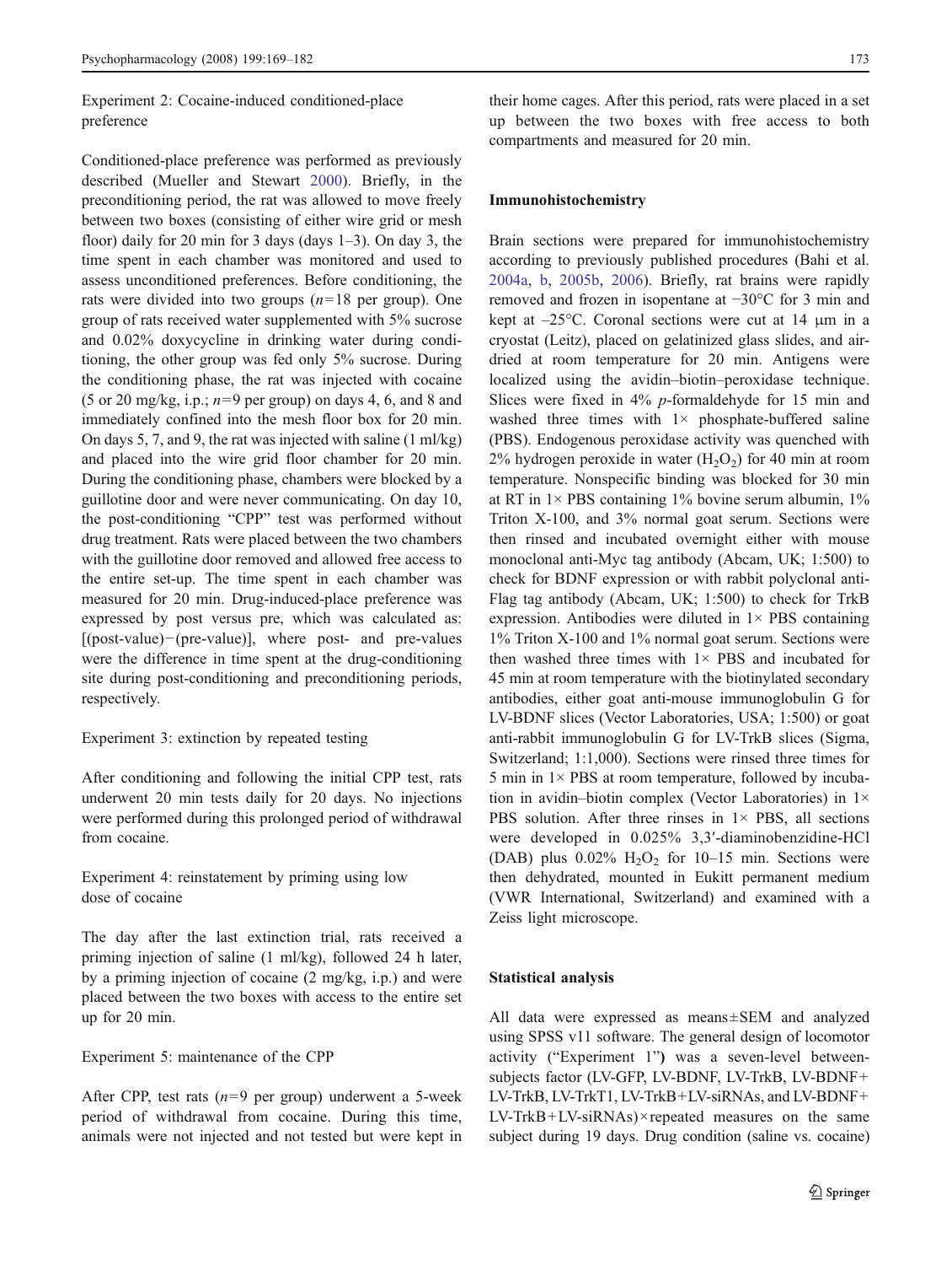Experiment 2: Cocaine-induced conditioned-place preference

Conditioned-place preference was performed as previously described (Mueller and Stewart 2000). Briefly, in the preconditioning period, the rat was allowed to move freely between two boxes (consisting of either wire grid or mesh floor) daily for 20 min for 3 days (days 1–3). On day 3, the time spent in each chamber was monitored and used to assess unconditioned preferences. Before conditioning, the rats were divided into two groups ($n$=18 per group). One group of rats received water supplemented with 5% sucrose and 0.02% doxycycline in drinking water during conditioning, the other group was fed only 5% sucrose. During the conditioning phase, the rat was injected with cocaine (5 or 20 mg/kg, i.p.; $n$=9 per group) on days 4, 6, and 8 and immediately confined into the mesh floor box for 20 min. On days 5, 7, and 9, the rat was injected with saline (1 ml/kg) and placed into the wire grid floor chamber for 20 min. During the conditioning phase, chambers were blocked by a guillotine door and were never communicating. On day 10, the post-conditioning "CPP" test was performed without drug treatment. Rats were placed between the two chambers with the guillotine door removed and allowed free access to the entire set-up. The time spent in each chamber was measured for 20 min. Drug-induced-place preference was expressed by post versus pre, which was calculated as: [(post-value)−(pre-value)], where post- and pre-values were the difference in time spent at the drug-conditioning site during post-conditioning and preconditioning periods, respectively.

Experiment 3: extinction by repeated testing

After conditioning and following the initial CPP test, rats underwent 20 min tests daily for 20 days. No injections were performed during this prolonged period of withdrawal from cocaine.

Experiment 4: reinstatement by priming using low dose of cocaine

The day after the last extinction trial, rats received a priming injection of saline (1 ml/kg), followed 24 h later, by a priming injection of cocaine (2 mg/kg, i.p.) and were placed between the two boxes with access to the entire set up for 20 min.

Experiment 5: maintenance of the CPP

After CPP, test rats ($n$=9 per group) underwent a 5-week period of withdrawal from cocaine. During this time, animals were not injected and not tested but were kept in their home cages. After this period, rats were placed in a set up between the two boxes with free access to both compartments and measured for 20 min.

### Immunohistochemistry

Brain sections were prepared for immunohistochemistry according to previously published procedures (Bahi et al. 2004a, b, 2005b, 2006). Briefly, rat brains were rapidly removed and frozen in isopentane at −30°C for 3 min and kept at –25°C. Coronal sections were cut at 14 μm in a cryostat (Leitz), placed on gelatinized glass slides, and air-dried at room temperature for 20 min. Antigens were localized using the avidin–biotin–peroxidase technique. Slices were fixed in 4% $p$-formaldehyde for 15 min and washed three times with 1× phosphate-buffered saline (PBS). Endogenous peroxidase activity was quenched with 2% hydrogen peroxide in water ($H_2O_2$) for 40 min at room temperature. Nonspecific binding was blocked for 30 min at RT in 1× PBS containing 1% bovine serum albumin, 1% Triton X-100, and 3% normal goat serum. Sections were then rinsed and incubated overnight either with mouse monoclonal anti-Myc tag antibody (Abcam, UK; 1:500) to check for BDNF expression or with rabbit polyclonal anti-Flag tag antibody (Abcam, UK; 1:500) to check for TrkB expression. Antibodies were diluted in 1× PBS containing 1% Triton X-100 and 1% normal goat serum. Sections were then washed three times with 1× PBS and incubated for 45 min at room temperature with the biotinylated secondary antibodies, either goat anti-mouse immunoglobulin G for LV-BDNF slices (Vector Laboratories, USA; 1:500) or goat anti-rabbit immunoglobulin G for LV-TrkB slices (Sigma, Switzerland; 1:1,000). Sections were rinsed three times for 5 min in 1× PBS at room temperature, followed by incubation in avidin–biotin complex (Vector Laboratories) in 1× PBS solution. After three rinses in 1× PBS, all sections were developed in 0.025% 3,3′-diaminobenzidine-HCl (DAB) plus 0.02% $H_2O_2$ for 10–15 min. Sections were then dehydrated, mounted in Eukitt permanent medium (VWR International, Switzerland) and examined with a Zeiss light microscope.

### Statistical analysis

All data were expressed as means±SEM and analyzed using SPSS v11 software. The general design of locomotor activity ("Experiment 1") was a seven-level between-subjects factor (LV-GFP, LV-BDNF, LV-TrkB, LV-BDNF+LV-TrkB, LV-TrkT1, LV-TrkB+LV-siRNAs, and LV-BDNF+LV-TrkB+LV-siRNAs)×repeated measures on the same subject during 19 days. Drug condition (saline vs. cocaine)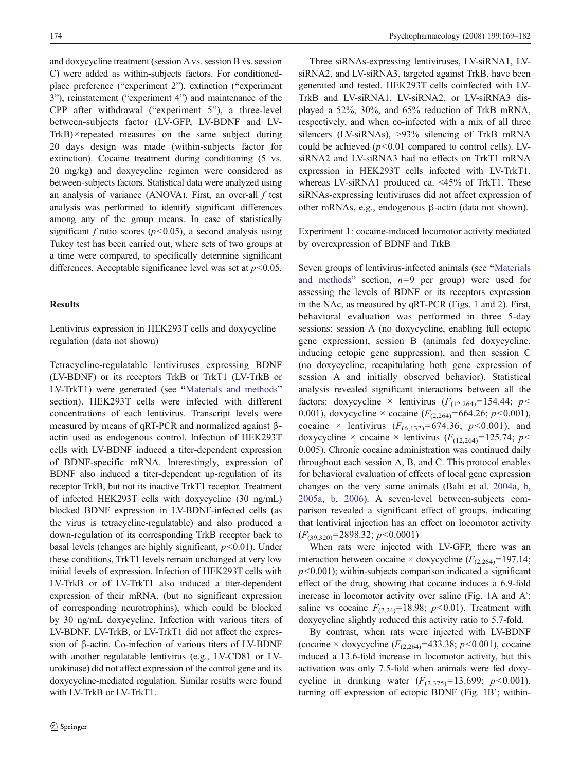and doxycycline treatment (session A vs. session B vs. session C) were added as within-subjects factors. For conditioned-place preference ("experiment 2"), extinction ("experiment 3"), reinstatement ("experiment 4") and maintenance of the CPP after withdrawal ("experiment 5"), a three-level between-subjects factor (LV-GFP, LV-BDNF and LV-TrkB)×repeated measures on the same subject during 20 days design was made (within-subjects factor for extinction). Cocaine treatment during conditioning (5 vs. 20 mg/kg) and doxycycline regimen were considered as between-subjects factors. Statistical data were analyzed using an analysis of variance (ANOVA). First, an over-all *f* test analysis was performed to identify significant differences among any of the group means. In case of statistically significant *f* ratio scores ($p<0.05$), a second analysis using Tukey test has been carried out, where sets of two groups at a time were compared, to specifically determine significant differences. Acceptable significance level was set at $p<0.05$.

## Results

### Lentivirus expression in HEK293T cells and doxycycline regulation (data not shown)

Tetracycline-regulatable lentiviruses expressing BDNF (LV-BDNF) or its receptors TrkB or TrkT1 (LV-TrkB or LV-TrkT1) were generated (see "Materials and methods" section). HEK293T cells were infected with different concentrations of each lentivirus. Transcript levels were measured by means of qRT-PCR and normalized against β-actin used as endogenous control. Infection of HEK293T cells with LV-BDNF induced a titer-dependent expression of BDNF-specific mRNA. Interestingly, expression of BDNF also induced a titer-dependent up-regulation of its receptor TrkB, but not its inactive TrkT1 receptor. Treatment of infected HEK293T cells with doxycycline (30 ng/mL) blocked BDNF expression in LV-BDNF-infected cells (as the virus is tetracycline-regulatable) and also produced a down-regulation of its corresponding TrkB receptor back to basal levels (changes are highly significant, $p<0.01$). Under these conditions, TrkT1 levels remain unchanged at very low initial levels of expression. Infection of HEK293T cells with LV-TrkB or of LV-TrkT1 also induced a titer-dependent expression of their mRNA, (but no significant expression of corresponding neurotrophins) which could be blocked by 30 ng/mL doxycycline. Infection with various titers of LV-BDNF, LV-TrkB, or LV-TrkT1 did not affect the expression of β-actin. Co-infection of various titers of LV-BDNF with another regulatable lentivirus (e.g., LV-CD81 or LV-urokinase) did not affect expression of the control gene and its doxycycline-mediated regulation. Similar results were found with LV-TrkB or LV-TrkT1.

Three siRNAs-expressing lentiviruses, LV-siRNA1, LV-siRNA2, and LV-siRNA3, targeted against TrkB, have been generated and tested. HEK293T cells coinfected with LV-TrkB and LV-siRNA1, LV-siRNA2, or LV-siRNA3 displayed a 52%, 30%, and 65% reduction of TrkB mRNA, respectively, and when co-infected with a mix of all three silencers (LV-siRNAs), >93% silencing of TrkB mRNA could be achieved ($p<0.01$ compared to control cells). LV-siRNA2 and LV-siRNA3 had no effects on TrkT1 mRNA expression in HEK293T cells infected with LV-TrkT1, whereas LV-siRNA1 produced ca. <45% of TrkT1. These siRNAs-expressing lentiviruses did not affect expression of other mRNAs, e.g., endogenous β-actin (data not shown).

### Experiment 1: cocaine-induced locomotor activity mediated by overexpression of BDNF and TrkB

Seven groups of lentivirus-infected animals (see "Materials and methods" section, $n=9$ per group) were used for assessing the levels of BDNF or its receptors expression in the NAc, as measured by qRT-PCR (Figs. 1 and 2). First, behavioral evaluation was performed in three 5-day sessions: session A (no doxycycline, enabling full ectopic gene expression), session B (animals fed doxycycline, inducing ectopic gene suppression), and then session C (no doxycycline, recapitulating both gene expression of session A and initially observed behavior). Statistical analysis revealed significant interactions between all the factors: doxycycline × lentivirus ($F_{(12,264)}=154.44$; $p<0.001$), doxycycline × cocaine ($F_{(2,264)}=664.26$; $p<0.001$), cocaine × lentivirus ($F_{(6,132)}=674.36$; $p<0.001$), and doxycycline × cocaine × lentivirus ($F_{(12,264)}=125.74$; $p<0.005$). Chronic cocaine administration was continued daily throughout each session A, B, and C. This protocol enables for behavioral evaluation of effects of local gene expression changes on the very same animals (Bahi et al. 2004a, b, 2005a, b, 2006). A seven-level between-subjects comparison revealed a significant effect of groups, indicating that lentiviral injection has an effect on locomotor activity ($F_{(39,320)}=2898.32$; $p<0.0001$)

When rats were injected with LV-GFP, there was an interaction between cocaine × doxycycline ($F_{(2,264)}=197.14$; $p<0.001$); within-subjects comparison indicated a significant effect of the drug, showing that cocaine induces a 6.9-fold increase in locomotor activity over saline (Fig. 1A and A'; saline vs cocaine $F_{(2,24)}=18.98$; $p<0.01$). Treatment with doxycycline slightly reduced this activity ratio to 5.7-fold.

By contrast, when rats were injected with LV-BDNF (cocaine × doxycycline ($F_{(2,264)}=433.38$; $p<0.001$), cocaine induced a 13.6-fold increase in locomotor activity, but this activation was only 7.5-fold when animals were fed doxycycline in drinking water ($F_{(2,375)}=13.699$; $p<0.001$), turning off expression of ectopic BDNF (Fig. 1B'; within-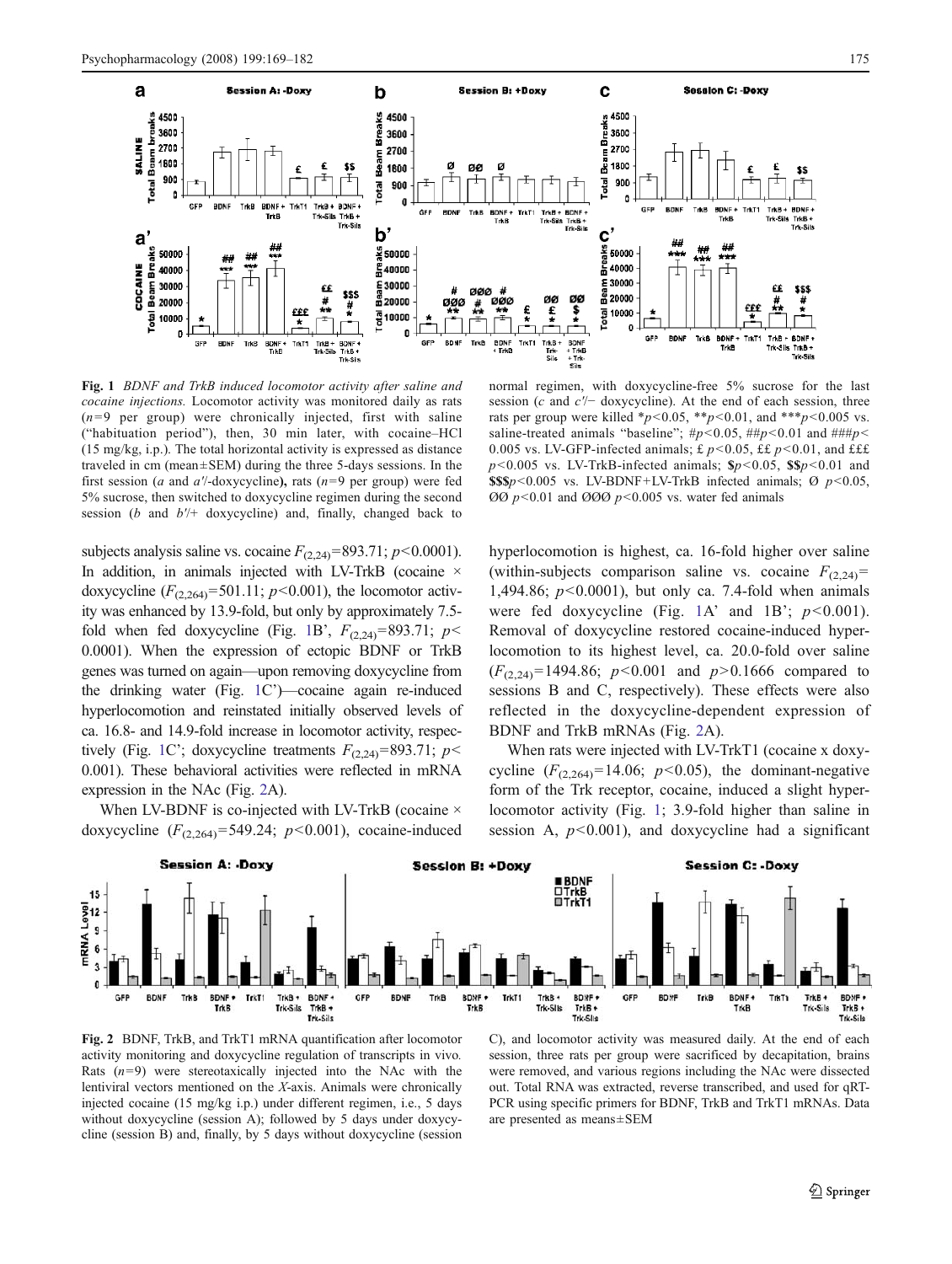**Fig. 1** *BDNF and TrkB induced locomotor activity after saline and cocaine injections.* Locomotor activity was monitored daily as rats ($n=9$ per group) were chronically injected, first with saline ("habituation period"), then, 30 min later, with cocaine–HCl (15 mg/kg, i.p.). The total horizontal activity is expressed as distance traveled in cm (mean±SEM) during the three 5-days sessions. In the first session (*a* and *a*′/-doxycycline), rats ($n=9$ per group) were fed 5% sucrose, then switched to doxycycline regimen during the second session (*b* and *b*′/+ doxycycline) and, finally, changed back to normal regimen, with doxycycline-free 5% sucrose for the last session (*c* and *c*′/− doxycycline). At the end of each session, three rats per group were killed *$p<0.05$, **$p<0.01$, and ***$p<0.005$ vs. saline-treated animals "baseline"; #$p<0.05$, ##$p<0.01$ and ###$p<0.005$ vs. LV-GFP-infected animals; £ $p<0.05$, ££ $p<0.01$, and £££ $p<0.005$ vs. LV-TrkB-infected animals; \$$p<0.05$, \$\$$p<0.01$ and \$\$\$$p<0.005$ vs. LV-BDNF+LV-TrkB infected animals; Ø $p<0.05$, ØØ $p<0.01$ and ØØØ $p<0.005$ vs. water fed animals

subjects analysis saline vs. cocaine $F_{(2,24)}=893.71$; $p<0.0001$). In addition, in animals injected with LV-TrkB (cocaine × doxycycline ($F_{(2,264)}=501.11$; $p<0.001$), the locomotor activity was enhanced by 13.9-fold, but only by approximately 7.5-fold when fed doxycycline (Fig. 1B', $F_{(2,24)}=893.71$; $p<0.0001$). When the expression of ectopic BDNF or TrkB genes was turned on again—upon removing doxycycline from the drinking water (Fig. 1C')—cocaine again re-induced hyperlocomotion and reinstated initially observed levels of ca. 16.8- and 14.9-fold increase in locomotor activity, respectively (Fig. 1C'; doxycycline treatments $F_{(2,24)}=893.71$; $p<0.001$). These behavioral activities were reflected in mRNA expression in the NAc (Fig. 2A).

When LV-BDNF is co-injected with LV-TrkB (cocaine × doxycycline ($F_{(2,264)}=549.24$; $p<0.001$), cocaine-induced hyperlocomotion is highest, ca. 16-fold higher over saline (within-subjects comparison saline vs. cocaine $F_{(2,24)}=1{,}494.86$; $p<0.0001$), but only ca. 7.4-fold when animals were fed doxycycline (Fig. 1A' and 1B'; $p<0.001$). Removal of doxycycline restored cocaine-induced hyperlocomotion to its highest level, ca. 20.0-fold over saline ($F_{(2,24)}=1494.86$; $p<0.001$ and $p>0.1666$ compared to sessions B and C, respectively). These effects were also reflected in the doxycycline-dependent expression of BDNF and TrkB mRNAs (Fig. 2A).

When rats were injected with LV-TrkT1 (cocaine x doxycycline ($F_{(2,264)}=14.06$; $p<0.05$), the dominant-negative form of the Trk receptor, cocaine, induced a slight hyperlocomotor activity (Fig. 1; 3.9-fold higher than saline in session A, $p<0.001$), and doxycycline had a significant

**Fig. 2** BDNF, TrkB, and TrkT1 mRNA quantification after locomotor activity monitoring and doxycycline regulation of transcripts in vivo. Rats ($n=9$) were stereotaxically injected into the NAc with the lentiviral vectors mentioned on the *X*-axis. Animals were chronically injected cocaine (15 mg/kg i.p.) under different regimen, i.e., 5 days without doxycycline (session A); followed by 5 days under doxycycline (session B) and, finally, by 5 days without doxycycline (session C), and locomotor activity was measured daily. At the end of each session, three rats per group were sacrificed by decapitation, brains were removed, and various regions including the NAc were dissected out. Total RNA was extracted, reverse transcribed, and used for qRT-PCR using specific primers for BDNF, TrkB and TrkT1 mRNAs. Data are presented as means±SEM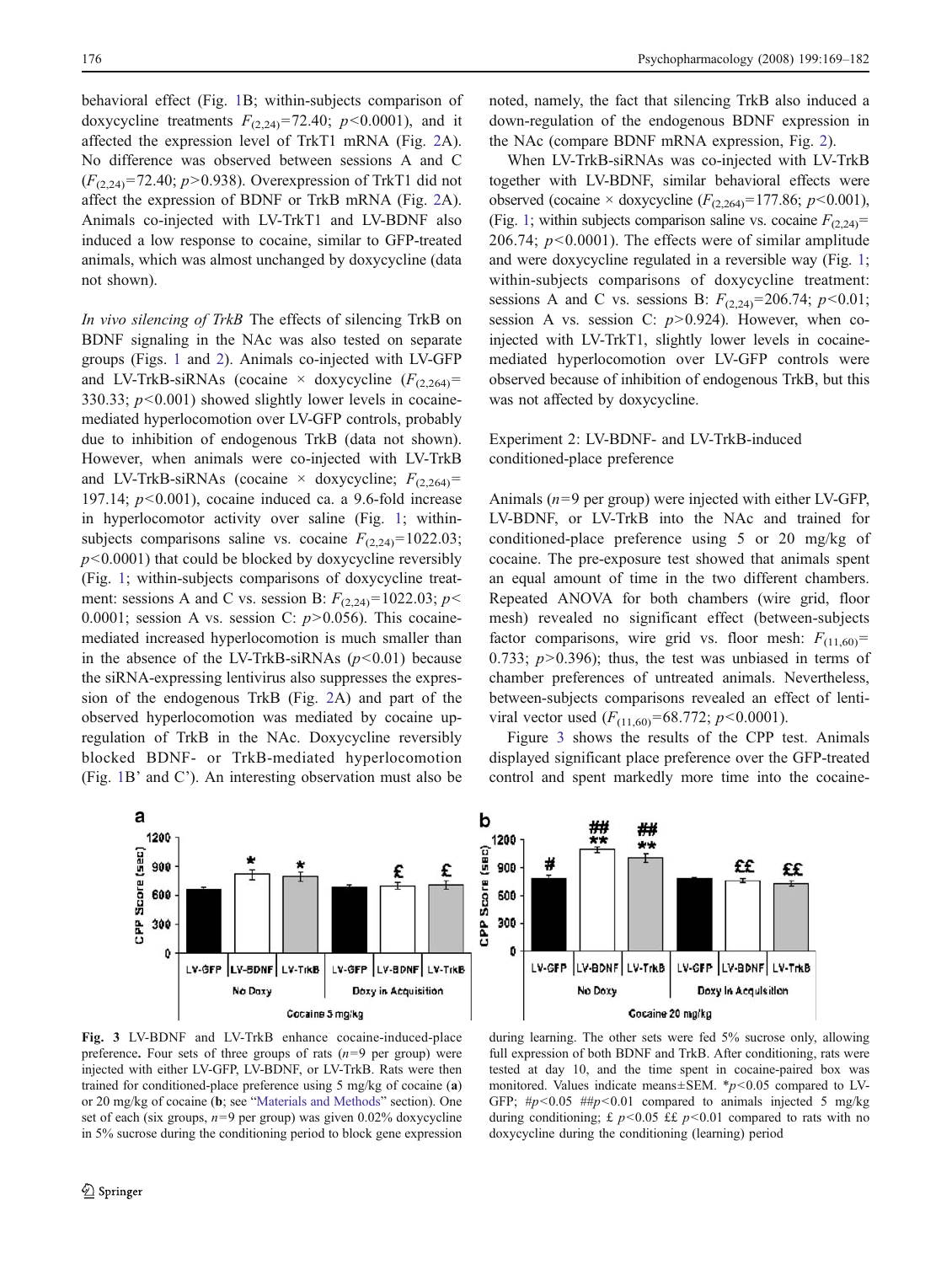behavioral effect (Fig. 1B; within-subjects comparison of doxycycline treatments $F_{(2,24)}=72.40$; $p<0.0001$), and it affected the expression level of TrkT1 mRNA (Fig. 2A). No difference was observed between sessions A and C ($F_{(2,24)}=72.40$; $p>0.938$). Overexpression of TrkT1 did not affect the expression of BDNF or TrkB mRNA (Fig. 2A). Animals co-injected with LV-TrkT1 and LV-BDNF also induced a low response to cocaine, similar to GFP-treated animals, which was almost unchanged by doxycycline (data not shown).

*In vivo silencing of TrkB* The effects of silencing TrkB on BDNF signaling in the NAc was also tested on separate groups (Figs. 1 and 2). Animals co-injected with LV-GFP and LV-TrkB-siRNAs (cocaine × doxycycline ($F_{(2,264)}=330.33$; $p<0.001$) showed slightly lower levels in cocaine-mediated hyperlocomotion over LV-GFP controls, probably due to inhibition of endogenous TrkB (data not shown). However, when animals were co-injected with LV-TrkB and LV-TrkB-siRNAs (cocaine × doxycycline; $F_{(2,264)}=197.14$; $p<0.001$), cocaine induced ca. a 9.6-fold increase in hyperlocomotor activity over saline (Fig. 1; within-subjects comparisons saline vs. cocaine $F_{(2,24)}=1022.03$; $p<0.0001$) that could be blocked by doxycycline reversibly (Fig. 1; within-subjects comparisons of doxycycline treatment: sessions A and C vs. session B: $F_{(2,24)}=1022.03$; $p<0.0001$; session A vs. session C: $p>0.056$). This cocaine-mediated increased hyperlocomotion is much smaller than in the absence of the LV-TrkB-siRNAs ($p<0.01$) because the siRNA-expressing lentivirus also suppresses the expression of the endogenous TrkB (Fig. 2A) and part of the observed hyperlocomotion was mediated by cocaine up-regulation of TrkB in the NAc. Doxycycline reversibly blocked BDNF- or TrkB-mediated hyperlocomotion (Fig. 1B' and C'). An interesting observation must also be noted, namely, the fact that silencing TrkB also induced a down-regulation of the endogenous BDNF expression in the NAc (compare BDNF mRNA expression, Fig. 2).

When LV-TrkB-siRNAs was co-injected with LV-TrkB together with LV-BDNF, similar behavioral effects were observed (cocaine × doxycycline ($F_{(2,264)}=177.86$; $p<0.001$), (Fig. 1; within subjects comparison saline vs. cocaine $F_{(2,24)}=206.74$; $p<0.0001$). The effects were of similar amplitude and were doxycycline regulated in a reversible way (Fig. 1; within-subjects comparisons of doxycycline treatment: sessions A and C vs. sessions B: $F_{(2,24)}=206.74$; $p<0.01$; session A vs. session C: $p>0.924$). However, when co-injected with LV-TrkT1, slightly lower levels in cocaine-mediated hyperlocomotion over LV-GFP controls were observed because of inhibition of endogenous TrkB, but this was not affected by doxycycline.

## Experiment 2: LV-BDNF- and LV-TrkB-induced conditioned-place preference

Animals ($n=9$ per group) were injected with either LV-GFP, LV-BDNF, or LV-TrkB into the NAc and trained for conditioned-place preference using 5 or 20 mg/kg of cocaine. The pre-exposure test showed that animals spent an equal amount of time in the two different chambers. Repeated ANOVA for both chambers (wire grid, floor mesh) revealed no significant effect (between-subjects factor comparisons, wire grid vs. floor mesh: $F_{(11,60)}=0.733$; $p>0.396$); thus, the test was unbiased in terms of chamber preferences of untreated animals. Nevertheless, between-subjects comparisons revealed an effect of lentiviral vector used ($F_{(11,60)}=68.772$; $p<0.0001$).

Figure 3 shows the results of the CPP test. Animals displayed significant place preference over the GFP-treated control and spent markedly more time into the cocaine-

**Fig. 3** **LV-BDNF and LV-TrkB enhance cocaine-induced-place preference.** Four sets of three groups of rats ($n=9$ per group) were injected with either LV-GFP, LV-BDNF, or LV-TrkB. Rats were then trained for conditioned-place preference using 5 mg/kg of cocaine (**a**) or 20 mg/kg of cocaine (**b**; see "Materials and Methods" section). One set of each (six groups, $n=9$ per group) was given 0.02% doxycycline in 5% sucrose during the conditioning period to block gene expression during learning. The other sets were fed 5% sucrose only, allowing full expression of both BDNF and TrkB. After conditioning, rats were tested at day 10, and the time spent in cocaine-paired box was monitored. Values indicate means±SEM. *$p<0.05$ compared to LV-GFP; #$p<0.05$ ##$p<0.01$ compared to animals injected 5 mg/kg during conditioning; £ $p<0.05$ ££ $p<0.01$ compared to rats with no doxycycline during the conditioning (learning) period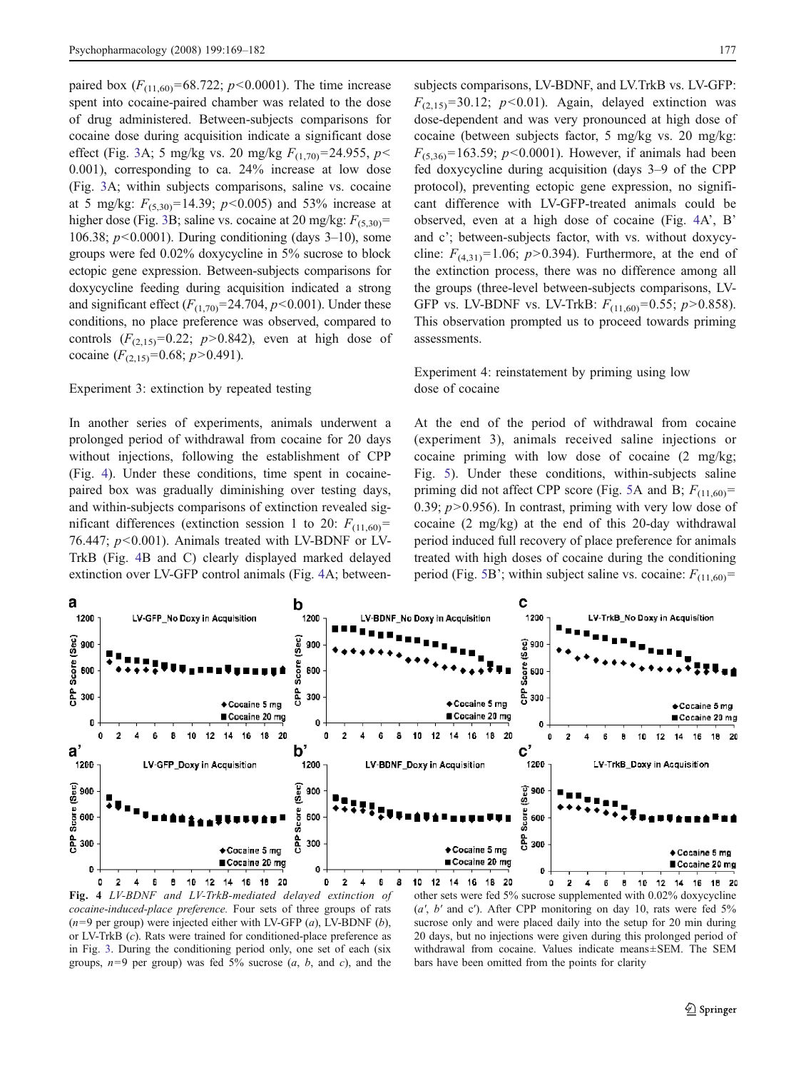paired box ($F_{(11,60)}$=68.722; $p$<0.0001). The time increase spent into cocaine-paired chamber was related to the dose of drug administered. Between-subjects comparisons for cocaine dose during acquisition indicate a significant dose effect (Fig. 3A; 5 mg/kg vs. 20 mg/kg $F_{(1,70)}$=24.955, $p$< 0.001), corresponding to ca. 24% increase at low dose (Fig. 3A; within subjects comparisons, saline vs. cocaine at 5 mg/kg: $F_{(5,30)}$=14.39; $p$<0.005) and 53% increase at higher dose (Fig. 3B; saline vs. cocaine at 20 mg/kg: $F_{(5,30)}$= 106.38; $p$<0.0001). During conditioning (days 3–10), some groups were fed 0.02% doxycycline in 5% sucrose to block ectopic gene expression. Between-subjects comparisons for doxycycline feeding during acquisition indicated a strong and significant effect ($F_{(1,70)}$=24.704, $p$<0.001). Under these conditions, no place preference was observed, compared to controls ($F_{(2,15)}$=0.22; $p$>0.842), even at high dose of cocaine ($F_{(2,15)}$=0.68; $p$>0.491).

### Experiment 3: extinction by repeated testing

In another series of experiments, animals underwent a prolonged period of withdrawal from cocaine for 20 days without injections, following the establishment of CPP (Fig. 4). Under these conditions, time spent in cocaine-paired box was gradually diminishing over testing days, and within-subjects comparisons of extinction revealed significant differences (extinction session 1 to 20: $F_{(11,60)}$= 76.447; $p$<0.001). Animals treated with LV-BDNF or LV-TrkB (Fig. 4B and C) clearly displayed marked delayed extinction over LV-GFP control animals (Fig. 4A; between-subjects comparisons, LV-BDNF, and LV.TrkB vs. LV-GFP: $F_{(2,15)}$=30.12; $p$<0.01). Again, delayed extinction was dose-dependent and was very pronounced at high dose of cocaine (between subjects factor, 5 mg/kg vs. 20 mg/kg: $F_{(5,36)}$=163.59; $p$<0.0001). However, if animals had been fed doxycycline during acquisition (days 3–9 of the CPP protocol), preventing ectopic gene expression, no significant difference with LV-GFP-treated animals could be observed, even at a high dose of cocaine (Fig. 4A', B' and c'; between-subjects factor, with vs. without doxycycline: $F_{(4,31)}$=1.06; $p$>0.394). Furthermore, at the end of the extinction process, there was no difference among all the groups (three-level between-subjects comparisons, LV-GFP vs. LV-BDNF vs. LV-TrkB: $F_{(11,60)}$=0.55; $p$>0.858). This observation prompted us to proceed towards priming assessments.

### Experiment 4: reinstatement by priming using low dose of cocaine

At the end of the period of withdrawal from cocaine (experiment 3), animals received saline injections or cocaine priming with low dose of cocaine (2 mg/kg; Fig. 5). Under these conditions, within-subjects saline priming did not affect CPP score (Fig. 5A and B; $F_{(11,60)}$= 0.39; $p$>0.956). In contrast, priming with very low dose of cocaine (2 mg/kg) at the end of this 20-day withdrawal period induced full recovery of place preference for animals treated with high doses of cocaine during the conditioning period (Fig. 5B'; within subject saline vs. cocaine: $F_{(11,60)}$=

**Fig. 4** *LV-BDNF and LV-TrkB-mediated delayed extinction of cocaine-induced-place preference.* Four sets of three groups of rats ($n$=9 per group) were injected either with LV-GFP (*a*), LV-BDNF (*b*), or LV-TrkB (*c*). Rats were trained for conditioned-place preference as in Fig. 3. During the conditioning period only, one set of each (six groups, $n$=9 per group) was fed 5% sucrose (*a*, *b*, and *c*), and the other sets were fed 5% sucrose supplemented with 0.02% doxycycline (*a′*, *b′* and *c′*). After CPP monitoring on day 10, rats were fed 5% sucrose only and were placed daily into the setup for 20 min during 20 days, but no injections were given during this prolonged period of withdrawal from cocaine. Values indicate means±SEM. The SEM bars have been omitted from the points for clarity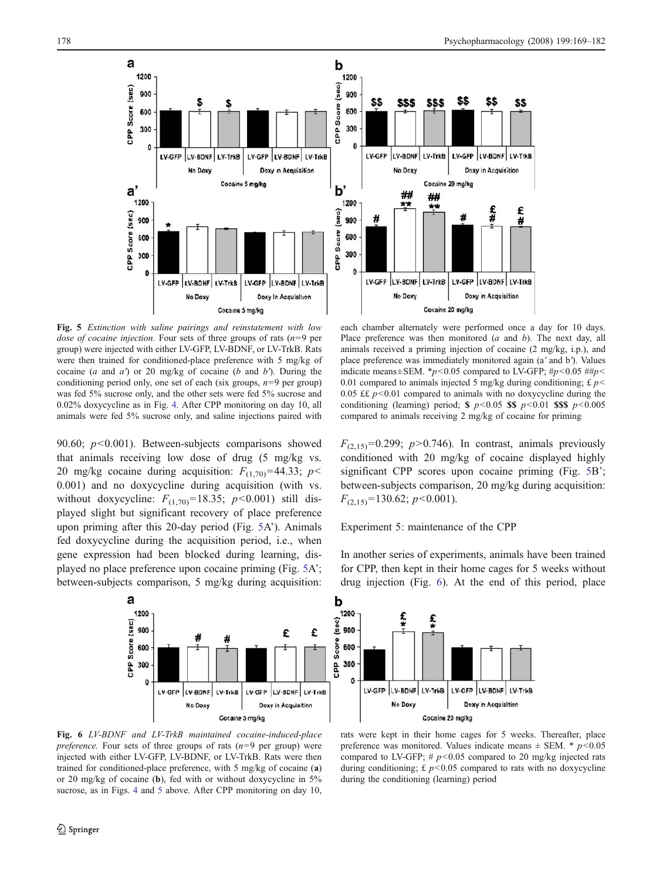**Fig. 5** *Extinction with saline pairings and reinstatement with low dose of cocaine injection.* Four sets of three groups of rats ($n=9$ per group) were injected with either LV-GFP, LV-BDNF, or LV-TrkB. Rats were then trained for conditioned-place preference with 5 mg/kg of cocaine (*a* and *a′*) or 20 mg/kg of cocaine (*b* and *b′*). During the conditioning period only, one set of each (six groups, $n=9$ per group) was fed 5% sucrose only, and the other sets were fed 5% sucrose and 0.02% doxycycline as in Fig. 4. After CPP monitoring on day 10, all animals were fed 5% sucrose only, and saline injections paired with each chamber alternately were performed once a day for 10 days. Place preference was then monitored (*a* and *b*). The next day, all animals received a priming injection of cocaine (2 mg/kg, i.p.), and place preference was immediately monitored again (a′ and b′). Values indicate means±SEM. *$p<0.05$ compared to LV-GFP; #$p<0.05$ ##$p<0.01$ compared to animals injected 5 mg/kg during conditioning; £ $p<0.05$ ££ $p<0.01$ compared to animals with no doxycycline during the conditioning (learning) period; **$** $p<0.05$ **$$** $p<0.01$ **$$$** $p<0.005$ compared to animals receiving 2 mg/kg of cocaine for priming

90.60; $p<0.001$). Between-subjects comparisons showed that animals receiving low dose of drug (5 mg/kg vs. 20 mg/kg cocaine during acquisition: $F_{(1,70)}=44.33$; $p<0.001$) and no doxycycline during acquisition (with vs. without doxycycline: $F_{(1,70)}=18.35$; $p<0.001$) still displayed slight but significant recovery of place preference upon priming after this 20-day period (Fig. 5A'). Animals fed doxycycline during the acquisition period, i.e., when gene expression had been blocked during learning, displayed no place preference upon cocaine priming (Fig. 5A'; between-subjects comparison, 5 mg/kg during acquisition: $F_{(2,15)}=0.299$; $p>0.746$). In contrast, animals previously conditioned with 20 mg/kg of cocaine displayed highly significant CPP scores upon cocaine priming (Fig. 5B'; between-subjects comparison, 20 mg/kg during acquisition: $F_{(2,15)}=130.62$; $p<0.001$).

## Experiment 5: maintenance of the CPP

In another series of experiments, animals have been trained for CPP, then kept in their home cages for 5 weeks without drug injection (Fig. 6). At the end of this period, place

**Fig. 6** *LV-BDNF and LV-TrkB maintained cocaine-induced-place preference.* Four sets of three groups of rats ($n=9$ per group) were injected with either LV-GFP, LV-BDNF, or LV-TrkB. Rats were then trained for conditioned-place preference, with 5 mg/kg of cocaine (**a**) or 20 mg/kg of cocaine (**b**), fed with or without doxycycline in 5% sucrose, as in Figs. 4 and 5 above. After CPP monitoring on day 10, rats were kept in their home cages for 5 weeks. Thereafter, place preference was monitored. Values indicate means ± SEM. * $p<0.05$ compared to LV-GFP; # $p<0.05$ compared to 20 mg/kg injected rats during conditioning; £ $p<0.05$ compared to rats with no doxycycline during the conditioning (learning) period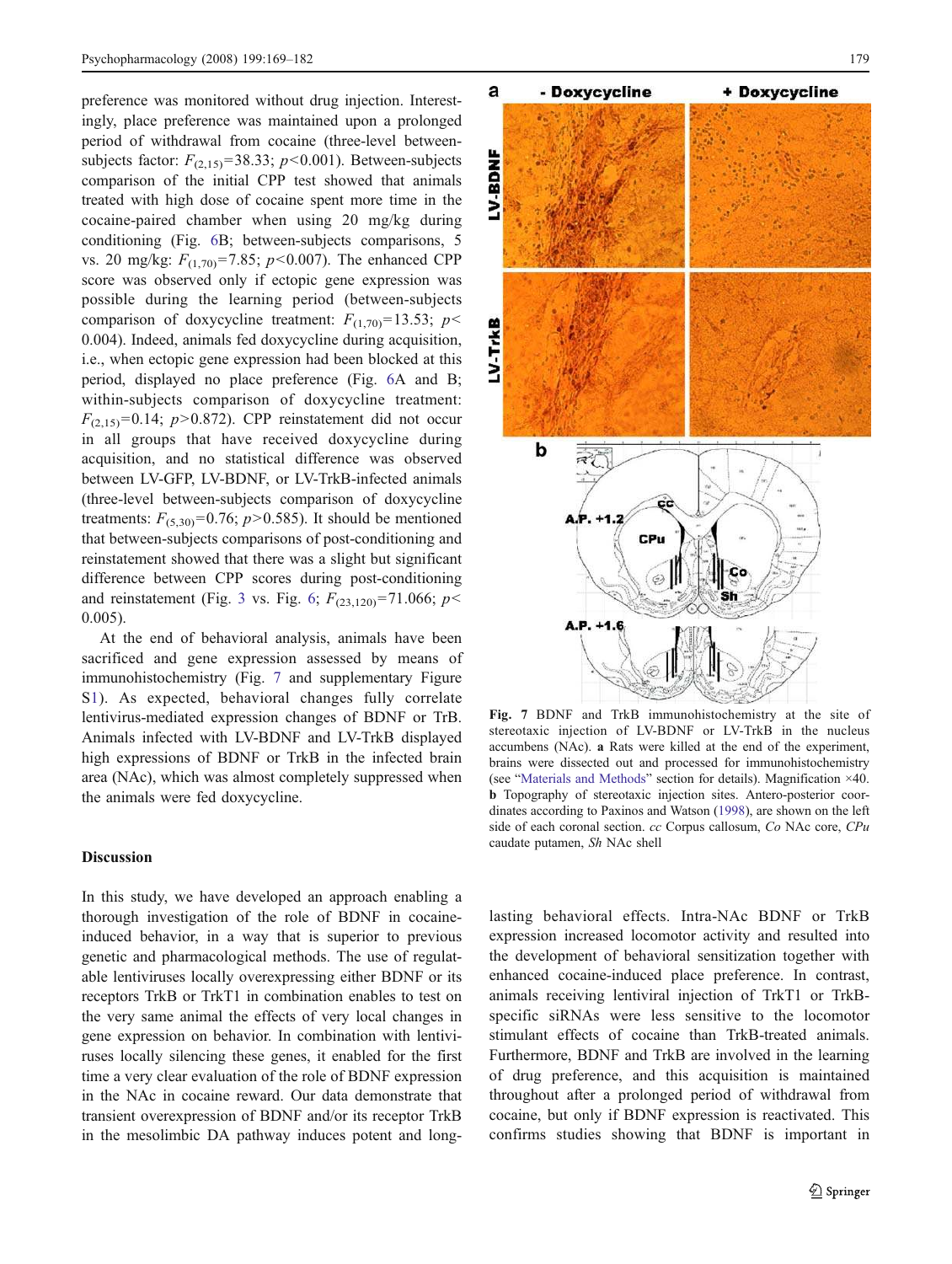preference was monitored without drug injection. Interestingly, place preference was maintained upon a prolonged period of withdrawal from cocaine (three-level between-subjects factor: $F_{(2,15)}=38.33$; $p<0.001$). Between-subjects comparison of the initial CPP test showed that animals treated with high dose of cocaine spent more time in the cocaine-paired chamber when using 20 mg/kg during conditioning (Fig. 6B; between-subjects comparisons, 5 vs. 20 mg/kg: $F_{(1,70)}=7.85$; $p<0.007$). The enhanced CPP score was observed only if ectopic gene expression was possible during the learning period (between-subjects comparison of doxycycline treatment: $F_{(1,70)}=13.53$; $p<0.004$). Indeed, animals fed doxycycline during acquisition, i.e., when ectopic gene expression had been blocked at this period, displayed no place preference (Fig. 6A and B; within-subjects comparison of doxycycline treatment: $F_{(2,15)}=0.14$; $p>0.872$). CPP reinstatement did not occur in all groups that have received doxycycline during acquisition, and no statistical difference was observed between LV-GFP, LV-BDNF, or LV-TrkB-infected animals (three-level between-subjects comparison of doxycycline treatments: $F_{(5,30)}=0.76$; $p>0.585$). It should be mentioned that between-subjects comparisons of post-conditioning and reinstatement showed that there was a slight but significant difference between CPP scores during post-conditioning and reinstatement (Fig. 3 vs. Fig. 6; $F_{(23,120)}=71.066$; $p<0.005$).

At the end of behavioral analysis, animals have been sacrificed and gene expression assessed by means of immunohistochemistry (Fig. 7 and supplementary Figure S1). As expected, behavioral changes fully correlate lentivirus-mediated expression changes of BDNF or TrB. Animals infected with LV-BDNF and LV-TrkB displayed high expressions of BDNF or TrkB in the infected brain area (NAc), which was almost completely suppressed when the animals were fed doxycycline.

**Fig. 7** BDNF and TrkB immunohistochemistry at the site of stereotaxic injection of LV-BDNF or LV-TrkB in the nucleus accumbens (NAc). **a** Rats were killed at the end of the experiment, brains were dissected out and processed for immunohistochemistry (see "Materials and Methods" section for details). Magnification ×40. **b** Topography of stereotaxic injection sites. Antero-posterior coordinates according to Paxinos and Watson (1998), are shown on the left side of each coronal section. *cc* Corpus callosum, *Co* NAc core, *CPu* caudate putamen, *Sh* NAc shell

## Discussion

In this study, we have developed an approach enabling a thorough investigation of the role of BDNF in cocaine-induced behavior, in a way that is superior to previous genetic and pharmacological methods. The use of regulatable lentiviruses locally overexpressing either BDNF or its receptors TrkB or TrkT1 in combination enables to test on the very same animal the effects of very local changes in gene expression on behavior. In combination with lentiviruses locally silencing these genes, it enabled for the first time a very clear evaluation of the role of BDNF expression in the NAc in cocaine reward. Our data demonstrate that transient overexpression of BDNF and/or its receptor TrkB in the mesolimbic DA pathway induces potent and long-lasting behavioral effects. Intra-NAc BDNF or TrkB expression increased locomotor activity and resulted into the development of behavioral sensitization together with enhanced cocaine-induced place preference. In contrast, animals receiving lentiviral injection of TrkT1 or TrkB-specific siRNAs were less sensitive to the locomotor stimulant effects of cocaine than TrkB-treated animals. Furthermore, BDNF and TrkB are involved in the learning of drug preference, and this acquisition is maintained throughout after a prolonged period of withdrawal from cocaine, but only if BDNF expression is reactivated. This confirms studies showing that BDNF is important in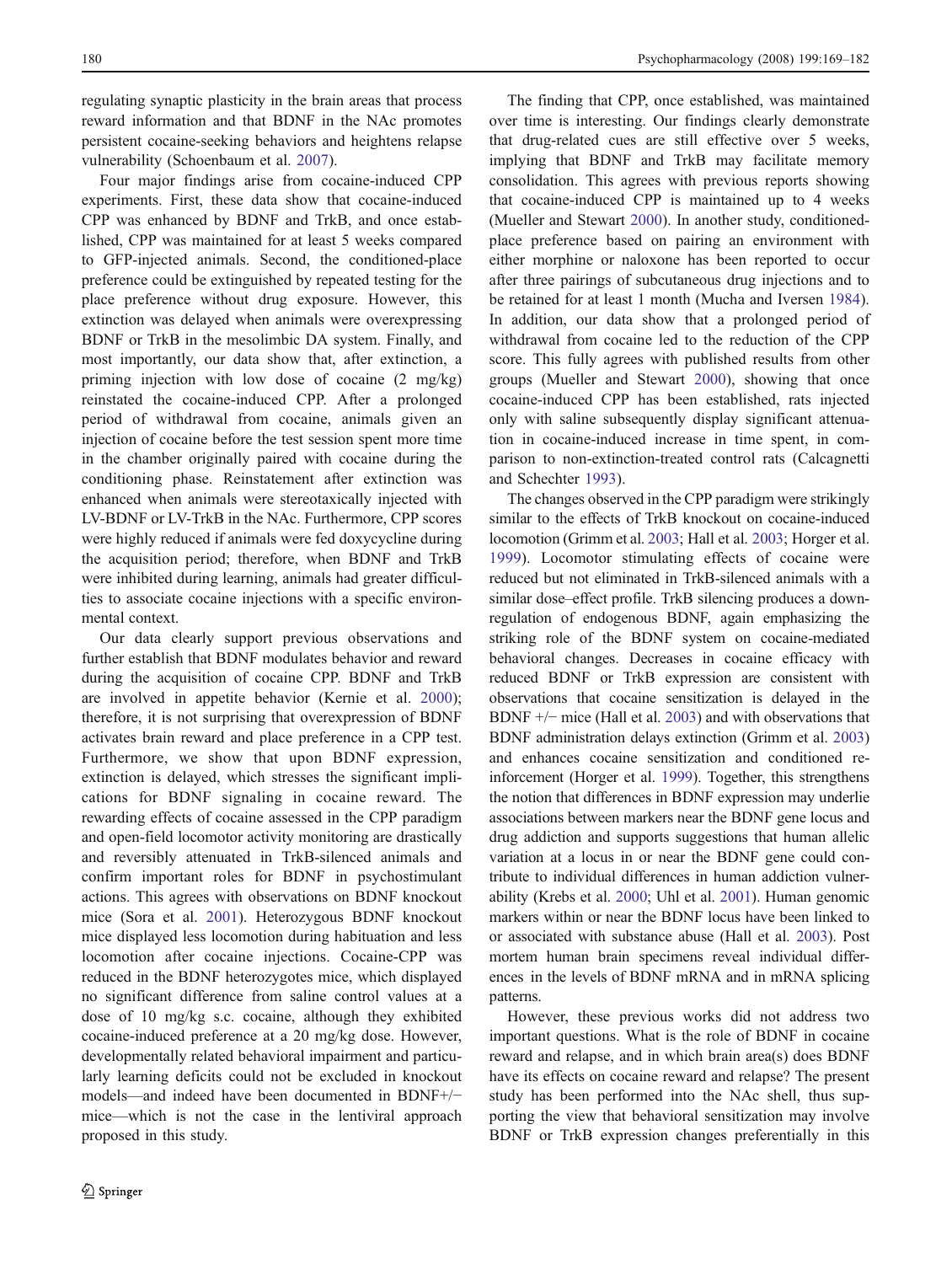regulating synaptic plasticity in the brain areas that process reward information and that BDNF in the NAc promotes persistent cocaine-seeking behaviors and heightens relapse vulnerability (Schoenbaum et al. 2007).

Four major findings arise from cocaine-induced CPP experiments. First, these data show that cocaine-induced CPP was enhanced by BDNF and TrkB, and once established, CPP was maintained for at least 5 weeks compared to GFP-injected animals. Second, the conditioned-place preference could be extinguished by repeated testing for the place preference without drug exposure. However, this extinction was delayed when animals were overexpressing BDNF or TrkB in the mesolimbic DA system. Finally, and most importantly, our data show that, after extinction, a priming injection with low dose of cocaine (2 mg/kg) reinstated the cocaine-induced CPP. After a prolonged period of withdrawal from cocaine, animals given an injection of cocaine before the test session spent more time in the chamber originally paired with cocaine during the conditioning phase. Reinstatement after extinction was enhanced when animals were stereotaxically injected with LV-BDNF or LV-TrkB in the NAc. Furthermore, CPP scores were highly reduced if animals were fed doxycycline during the acquisition period; therefore, when BDNF and TrkB were inhibited during learning, animals had greater difficulties to associate cocaine injections with a specific environmental context.

Our data clearly support previous observations and further establish that BDNF modulates behavior and reward during the acquisition of cocaine CPP. BDNF and TrkB are involved in appetite behavior (Kernie et al. 2000); therefore, it is not surprising that overexpression of BDNF activates brain reward and place preference in a CPP test. Furthermore, we show that upon BDNF expression, extinction is delayed, which stresses the significant implications for BDNF signaling in cocaine reward. The rewarding effects of cocaine assessed in the CPP paradigm and open-field locomotor activity monitoring are drastically and reversibly attenuated in TrkB-silenced animals and confirm important roles for BDNF in psychostimulant actions. This agrees with observations on BDNF knockout mice (Sora et al. 2001). Heterozygous BDNF knockout mice displayed less locomotion during habituation and less locomotion after cocaine injections. Cocaine-CPP was reduced in the BDNF heterozygotes mice, which displayed no significant difference from saline control values at a dose of 10 mg/kg s.c. cocaine, although they exhibited cocaine-induced preference at a 20 mg/kg dose. However, developmentally related behavioral impairment and particularly learning deficits could not be excluded in knockout models—and indeed have been documented in BDNF+/− mice—which is not the case in the lentiviral approach proposed in this study.

The finding that CPP, once established, was maintained over time is interesting. Our findings clearly demonstrate that drug-related cues are still effective over 5 weeks, implying that BDNF and TrkB may facilitate memory consolidation. This agrees with previous reports showing that cocaine-induced CPP is maintained up to 4 weeks (Mueller and Stewart 2000). In another study, conditioned-place preference based on pairing an environment with either morphine or naloxone has been reported to occur after three pairings of subcutaneous drug injections and to be retained for at least 1 month (Mucha and Iversen 1984). In addition, our data show that a prolonged period of withdrawal from cocaine led to the reduction of the CPP score. This fully agrees with published results from other groups (Mueller and Stewart 2000), showing that once cocaine-induced CPP has been established, rats injected only with saline subsequently display significant attenuation in cocaine-induced increase in time spent, in comparison to non-extinction-treated control rats (Calcagnetti and Schechter 1993).

The changes observed in the CPP paradigm were strikingly similar to the effects of TrkB knockout on cocaine-induced locomotion (Grimm et al. 2003; Hall et al. 2003; Horger et al. 1999). Locomotor stimulating effects of cocaine were reduced but not eliminated in TrkB-silenced animals with a similar dose–effect profile. TrkB silencing produces a downregulation of endogenous BDNF, again emphasizing the striking role of the BDNF system on cocaine-mediated behavioral changes. Decreases in cocaine efficacy with reduced BDNF or TrkB expression are consistent with observations that cocaine sensitization is delayed in the BDNF +/− mice (Hall et al. 2003) and with observations that BDNF administration delays extinction (Grimm et al. 2003) and enhances cocaine sensitization and conditioned reinforcement (Horger et al. 1999). Together, this strengthens the notion that differences in BDNF expression may underlie associations between markers near the BDNF gene locus and drug addiction and supports suggestions that human allelic variation at a locus in or near the BDNF gene could contribute to individual differences in human addiction vulnerability (Krebs et al. 2000; Uhl et al. 2001). Human genomic markers within or near the BDNF locus have been linked to or associated with substance abuse (Hall et al. 2003). Post mortem human brain specimens reveal individual differences in the levels of BDNF mRNA and in mRNA splicing patterns.

However, these previous works did not address two important questions. What is the role of BDNF in cocaine reward and relapse, and in which brain area(s) does BDNF have its effects on cocaine reward and relapse? The present study has been performed into the NAc shell, thus supporting the view that behavioral sensitization may involve BDNF or TrkB expression changes preferentially in this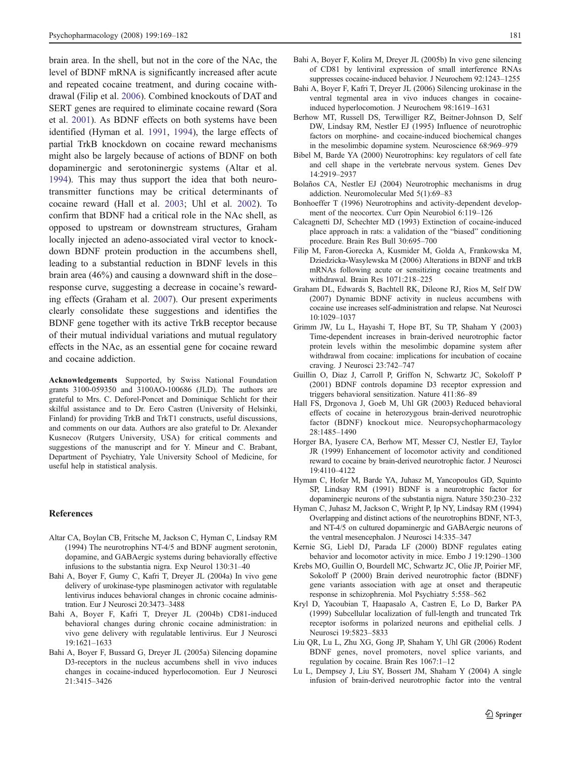brain area. In the shell, but not in the core of the NAc, the level of BDNF mRNA is significantly increased after acute and repeated cocaine treatment, and during cocaine withdrawal (Filip et al. 2006). Combined knockouts of DAT and SERT genes are required to eliminate cocaine reward (Sora et al. 2001). As BDNF effects on both systems have been identified (Hyman et al. 1991, 1994), the large effects of partial TrkB knockdown on cocaine reward mechanisms might also be largely because of actions of BDNF on both dopaminergic and serotoninergic systems (Altar et al. 1994). This may thus support the idea that both neurotransmitter functions may be critical determinants of cocaine reward (Hall et al. 2003; Uhl et al. 2002). To confirm that BDNF had a critical role in the NAc shell, as opposed to upstream or downstream structures, Graham locally injected an adeno-associated viral vector to knockdown BDNF protein production in the accumbens shell, leading to a substantial reduction in BDNF levels in this brain area (46%) and causing a downward shift in the dose–response curve, suggesting a decrease in cocaine's rewarding effects (Graham et al. 2007). Our present experiments clearly consolidate these suggestions and identifies the BDNF gene together with its active TrkB receptor because of their mutual individual variations and mutual regulatory effects in the NAc, as an essential gene for cocaine reward and cocaine addiction.

**Acknowledgements** Supported, by Swiss National Foundation grants 3100-059350 and 3100AO-100686 (JLD). The authors are grateful to Mrs. C. Deforel-Poncet and Dominique Schlicht for their skilful assistance and to Dr. Eero Castren (University of Helsinki, Finland) for providing TrkB and TrkT1 constructs, useful discussions, and comments on our data. Authors are also grateful to Dr. Alexander Kusnecov (Rutgers University, USA) for critical comments and suggestions of the manuscript and for Y. Mineur and C. Brabant, Department of Psychiatry, Yale University School of Medicine, for useful help in statistical analysis.

## References

Altar CA, Boylan CB, Fritsche M, Jackson C, Hyman C, Lindsay RM (1994) The neurotrophins NT-4/5 and BDNF augment serotonin, dopamine, and GABAergic systems during behaviorally effective infusions to the substantia nigra. Exp Neurol 130:31–40

Bahi A, Boyer F, Gumy C, Kafri T, Dreyer JL (2004a) In vivo gene delivery of urokinase-type plasminogen activator with regulatable lentivirus induces behavioral changes in chronic cocaine administration. Eur J Neurosci 20:3473–3488

Bahi A, Boyer F, Kafri T, Dreyer JL (2004b) CD81-induced behavioral changes during chronic cocaine administration: in vivo gene delivery with regulatable lentivirus. Eur J Neurosci 19:1621–1633

Bahi A, Boyer F, Bussard G, Dreyer JL (2005a) Silencing dopamine D3-receptors in the nucleus accumbens shell in vivo induces changes in cocaine-induced hyperlocomotion. Eur J Neurosci 21:3415–3426

Bahi A, Boyer F, Kolira M, Dreyer JL (2005b) In vivo gene silencing of CD81 by lentiviral expression of small interference RNAs suppresses cocaine-induced behavior. J Neurochem 92:1243–1255

Bahi A, Boyer F, Kafri T, Dreyer JL (2006) Silencing urokinase in the ventral tegmental area in vivo induces changes in cocaine-induced hyperlocomotion. J Neurochem 98:1619–1631

Berhow MT, Russell DS, Terwilliger RZ, Beitner-Johnson D, Self DW, Lindsay RM, Nestler EJ (1995) Influence of neurotrophic factors on morphine- and cocaine-induced biochemical changes in the mesolimbic dopamine system. Neuroscience 68:969–979

Bibel M, Barde YA (2000) Neurotrophins: key regulators of cell fate and cell shape in the vertebrate nervous system. Genes Dev 14:2919–2937

Bolaños CA, Nestler EJ (2004) Neurotrophic mechanisms in drug addiction. Neuromolecular Med 5(1):69–83

Bonhoeffer T (1996) Neurotrophins and activity-dependent development of the neocortex. Curr Opin Neurobiol 6:119–126

Calcagnetti DJ, Schechter MD (1993) Extinction of cocaine-induced place approach in rats: a validation of the "biased" conditioning procedure. Brain Res Bull 30:695–700

Filip M, Faron-Gorecka A, Kusmider M, Golda A, Frankowska M, Dziedzicka-Wasylewska M (2006) Alterations in BDNF and trkB mRNAs following acute or sensitizing cocaine treatments and withdrawal. Brain Res 1071:218–225

Graham DL, Edwards S, Bachtell RK, Dileone RJ, Rios M, Self DW (2007) Dynamic BDNF activity in nucleus accumbens with cocaine use increases self-administration and relapse. Nat Neurosci 10:1029–1037

Grimm JW, Lu L, Hayashi T, Hope BT, Su TP, Shaham Y (2003) Time-dependent increases in brain-derived neurotrophic factor protein levels within the mesolimbic dopamine system after withdrawal from cocaine: implications for incubation of cocaine craving. J Neurosci 23:742–747

Guillin O, Diaz J, Carroll P, Griffon N, Schwartz JC, Sokoloff P (2001) BDNF controls dopamine D3 receptor expression and triggers behavioral sensitization. Nature 411:86–89

Hall FS, Drgonova J, Goeb M, Uhl GR (2003) Reduced behavioral effects of cocaine in heterozygous brain-derived neurotrophic factor (BDNF) knockout mice. Neuropsychopharmacology 28:1485–1490

Horger BA, Iyasere CA, Berhow MT, Messer CJ, Nestler EJ, Taylor JR (1999) Enhancement of locomotor activity and conditioned reward to cocaine by brain-derived neurotrophic factor. J Neurosci 19:4110–4122

Hyman C, Hofer M, Barde YA, Juhasz M, Yancopoulos GD, Squinto SP, Lindsay RM (1991) BDNF is a neurotrophic factor for dopaminergic neurons of the substantia nigra. Nature 350:230–232

Hyman C, Juhasz M, Jackson C, Wright P, Ip NY, Lindsay RM (1994) Overlapping and distinct actions of the neurotrophins BDNF, NT-3, and NT-4/5 on cultured dopaminergic and GABAergic neurons of the ventral mesencephalon. J Neurosci 14:335–347

Kernie SG, Liebl DJ, Parada LF (2000) BDNF regulates eating behavior and locomotor activity in mice. Embo J 19:1290–1300

Krebs MO, Guillin O, Bourdell MC, Schwartz JC, Olie JP, Poirier MF, Sokoloff P (2000) Brain derived neurotrophic factor (BDNF) gene variants association with age at onset and therapeutic response in schizophrenia. Mol Psychiatry 5:558–562

Kryl D, Yacoubian T, Haapasalo A, Castren E, Lo D, Barker PA (1999) Subcellular localization of full-length and truncated Trk receptor isoforms in polarized neurons and epithelial cells. J Neurosci 19:5823–5833

Liu QR, Lu L, Zhu XG, Gong JP, Shaham Y, Uhl GR (2006) Rodent BDNF genes, novel promoters, novel splice variants, and regulation by cocaine. Brain Res 1067:1–12

Lu L, Dempsey J, Liu SY, Bossert JM, Shaham Y (2004) A single infusion of brain-derived neurotrophic factor into the ventral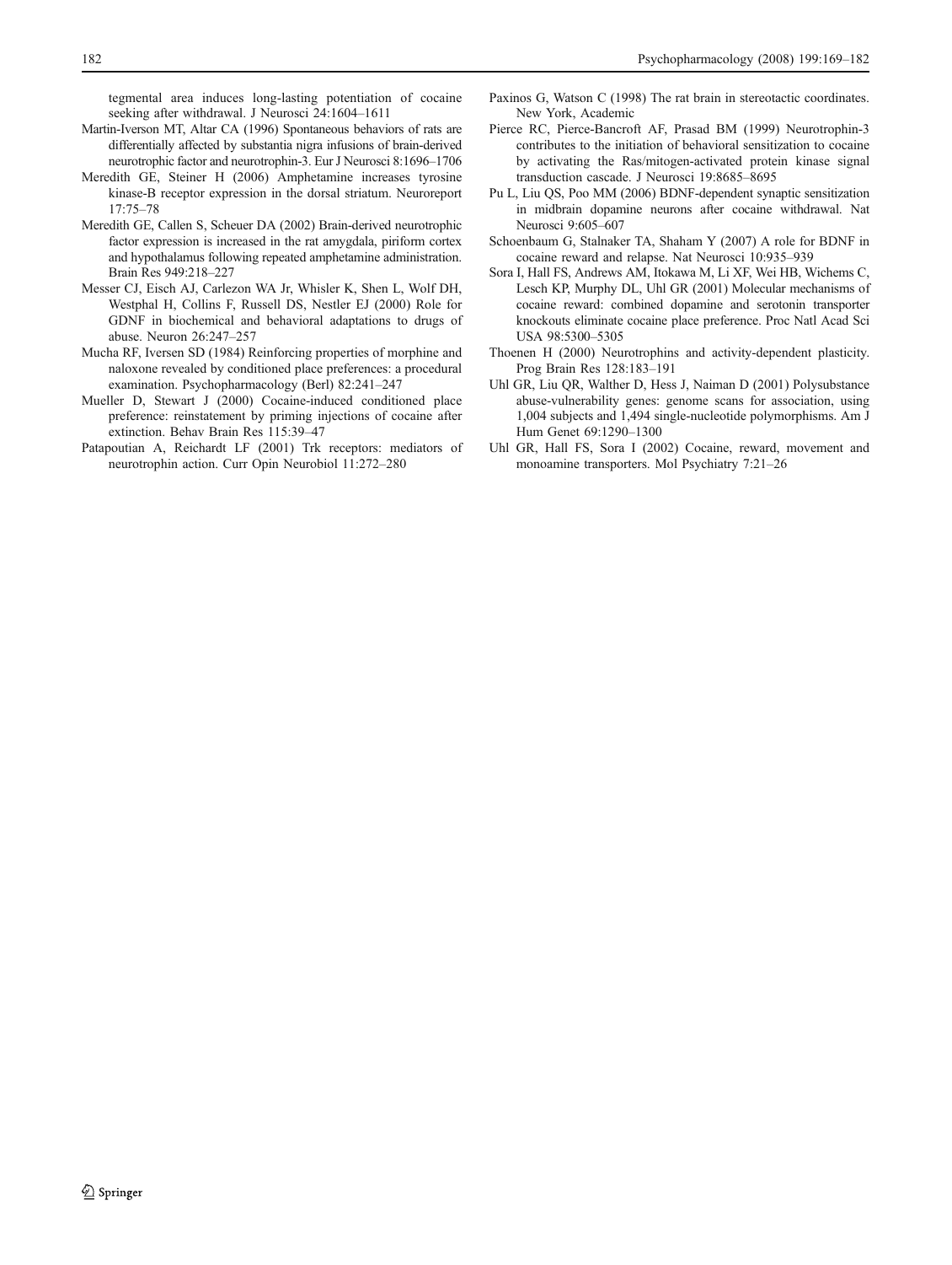tegmental area induces long-lasting potentiation of cocaine seeking after withdrawal. J Neurosci 24:1604–1611

Martin-Iverson MT, Altar CA (1996) Spontaneous behaviors of rats are differentially affected by substantia nigra infusions of brain-derived neurotrophic factor and neurotrophin-3. Eur J Neurosci 8:1696–1706

Meredith GE, Steiner H (2006) Amphetamine increases tyrosine kinase-B receptor expression in the dorsal striatum. Neuroreport 17:75–78

Meredith GE, Callen S, Scheuer DA (2002) Brain-derived neurotrophic factor expression is increased in the rat amygdala, piriform cortex and hypothalamus following repeated amphetamine administration. Brain Res 949:218–227

Messer CJ, Eisch AJ, Carlezon WA Jr, Whisler K, Shen L, Wolf DH, Westphal H, Collins F, Russell DS, Nestler EJ (2000) Role for GDNF in biochemical and behavioral adaptations to drugs of abuse. Neuron 26:247–257

Mucha RF, Iversen SD (1984) Reinforcing properties of morphine and naloxone revealed by conditioned place preferences: a procedural examination. Psychopharmacology (Berl) 82:241–247

Mueller D, Stewart J (2000) Cocaine-induced conditioned place preference: reinstatement by priming injections of cocaine after extinction. Behav Brain Res 115:39–47

Patapoutian A, Reichardt LF (2001) Trk receptors: mediators of neurotrophin action. Curr Opin Neurobiol 11:272–280

Paxinos G, Watson C (1998) The rat brain in stereotactic coordinates. New York, Academic

Pierce RC, Pierce-Bancroft AF, Prasad BM (1999) Neurotrophin-3 contributes to the initiation of behavioral sensitization to cocaine by activating the Ras/mitogen-activated protein kinase signal transduction cascade. J Neurosci 19:8685–8695

Pu L, Liu QS, Poo MM (2006) BDNF-dependent synaptic sensitization in midbrain dopamine neurons after cocaine withdrawal. Nat Neurosci 9:605–607

Schoenbaum G, Stalnaker TA, Shaham Y (2007) A role for BDNF in cocaine reward and relapse. Nat Neurosci 10:935–939

Sora I, Hall FS, Andrews AM, Itokawa M, Li XF, Wei HB, Wichems C, Lesch KP, Murphy DL, Uhl GR (2001) Molecular mechanisms of cocaine reward: combined dopamine and serotonin transporter knockouts eliminate cocaine place preference. Proc Natl Acad Sci USA 98:5300–5305

Thoenen H (2000) Neurotrophins and activity-dependent plasticity. Prog Brain Res 128:183–191

Uhl GR, Liu QR, Walther D, Hess J, Naiman D (2001) Polysubstance abuse-vulnerability genes: genome scans for association, using 1,004 subjects and 1,494 single-nucleotide polymorphisms. Am J Hum Genet 69:1290–1300

Uhl GR, Hall FS, Sora I (2002) Cocaine, reward, movement and monoamine transporters. Mol Psychiatry 7:21–26